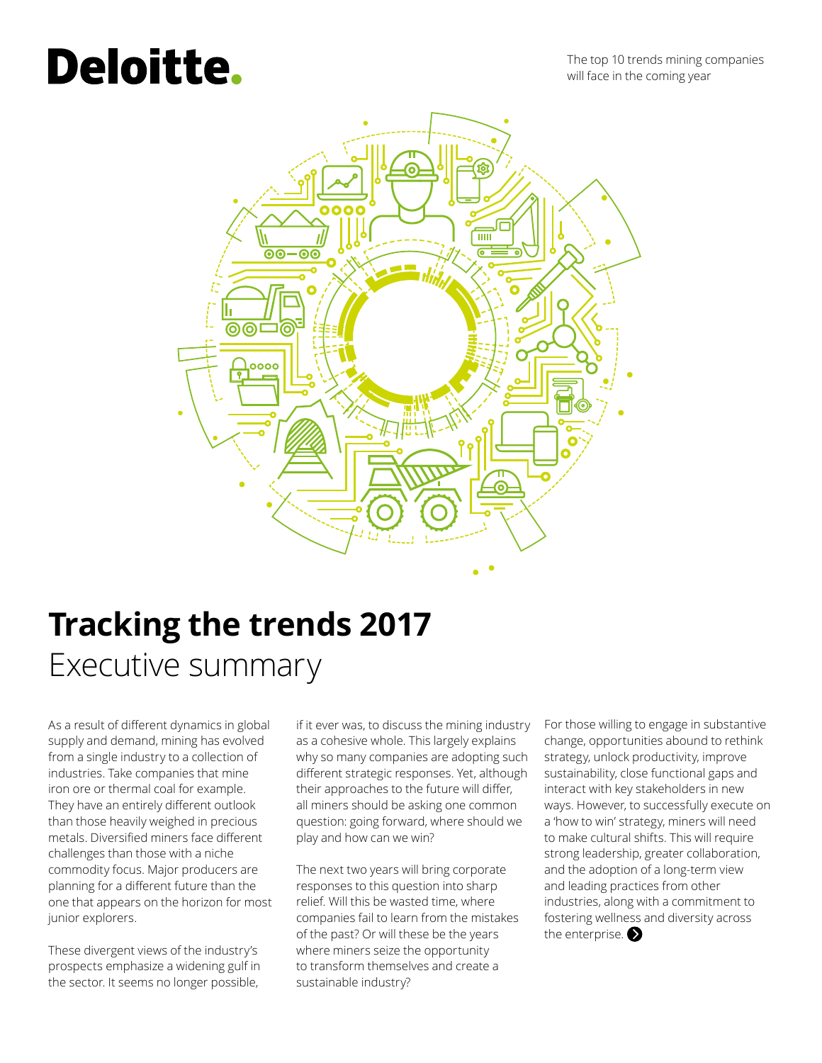Deloitte.

The top 10 trends mining companies will face in the coming year

# Tracking the trends 2017

## Executive summary

As a result of different dynamics in global supply and demand, mining has evolved from a single industry to a collection of industries. Take companies that mine iron ore or thermal coal for example. They have an entirely different outlook than those heavily weighed in precious metals. Diversified miners face different challenges than those with a niche commodity focus. Major producers are planning for a different future than the one that appears on the horizon for most junior explorers.

These divergent views of the industry's prospects emphasize a widening gulf in the sector. It seems no longer possible, if it ever was, to discuss the mining industry as a cohesive whole. This largely explains why so many companies are adopting such different strategic responses. Yet, although their approaches to the future will differ, all miners should be asking one common question: going forward, where should we play and how can we win?

The next two years will bring corporate responses to this question into sharp relief. Will this be wasted time, where companies fail to learn from the mistakes of the past? Or will these be the years where miners seize the opportunity to transform themselves and create a sustainable industry?

For those willing to engage in substantive change, opportunities abound to rethink strategy, unlock productivity, improve sustainability, close functional gaps and interact with key stakeholders in new ways. However, to successfully execute on a 'how to win' strategy, miners will need to make cultural shifts. This will require strong leadership, greater collaboration, and the adoption of a long-term view and leading practices from other industries, along with a commitment to fostering wellness and diversity across the enterprise.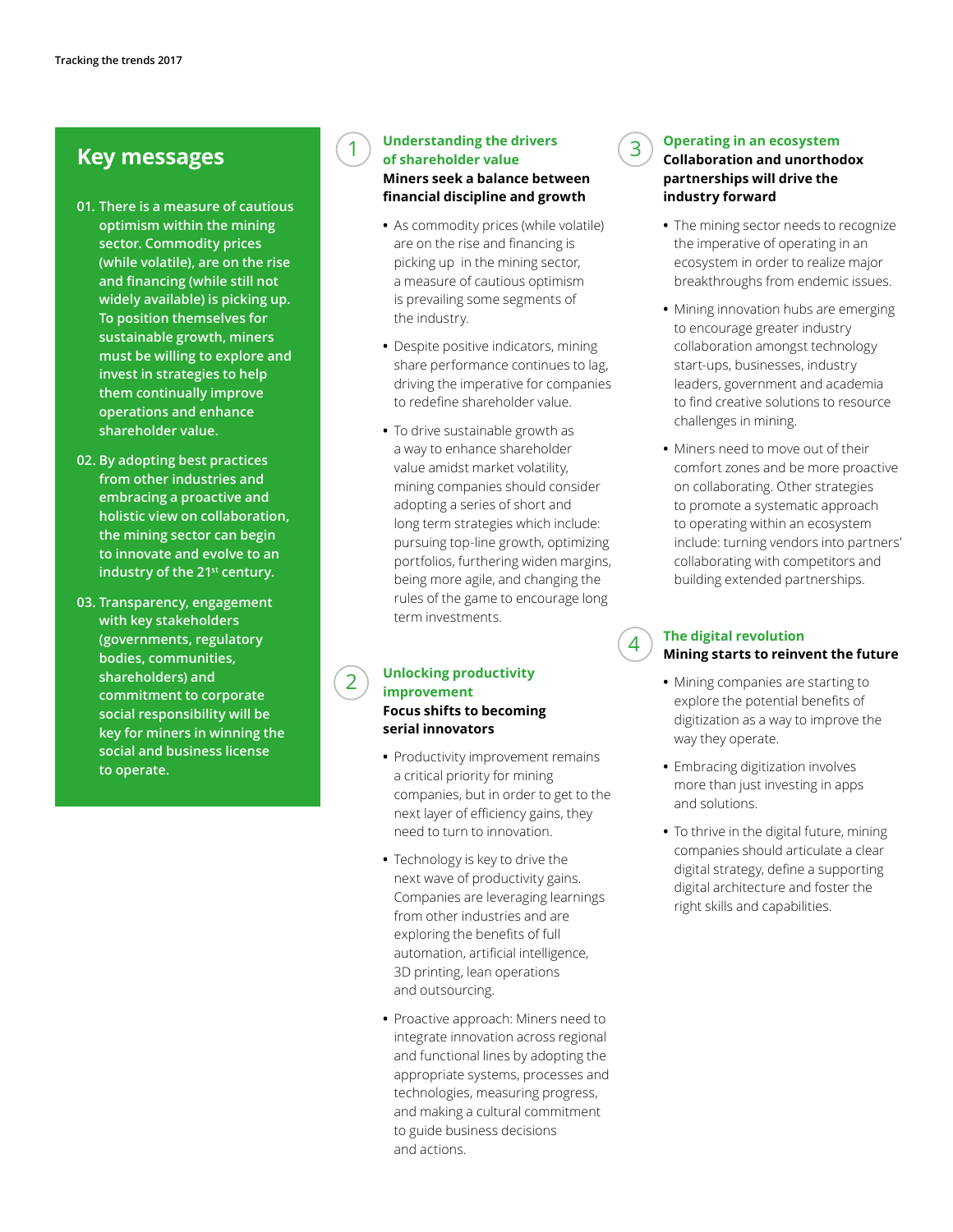## Key messages

01. There is a measure of cautious optimism within the mining sector. Commodity prices (while volatile), are on the rise and financing (while still not widely available) is picking up. To position themselves for sustainable growth, miners must be willing to explore and invest in strategies to help them continually improve operations and enhance shareholder value.

02. By adopting best practices from other industries and embracing a proactive and holistic view on collaboration, the mining sector can begin to innovate and evolve to an industry of the 21st century.

03. Transparency, engagement with key stakeholders (governments, regulatory bodies, communities, shareholders) and commitment to corporate social responsibility will be key for miners in winning the social and business license to operate.

### 1 Understanding the drivers of shareholder value

**Miners seek a balance between financial discipline and growth**

- As commodity prices (while volatile) are on the rise and financing is picking up in the mining sector, a measure of cautious optimism is prevailing some segments of the industry.
- Despite positive indicators, mining share performance continues to lag, driving the imperative for companies to redefine shareholder value.
- To drive sustainable growth as a way to enhance shareholder value amidst market volatility, mining companies should consider adopting a series of short and long term strategies which include: pursuing top-line growth, optimizing portfolios, furthering widen margins, being more agile, and changing the rules of the game to encourage long term investments.

### 2 Unlocking productivity improvement

**Focus shifts to becoming serial innovators**

- Productivity improvement remains a critical priority for mining companies, but in order to get to the next layer of efficiency gains, they need to turn to innovation.
- Technology is key to drive the next wave of productivity gains. Companies are leveraging learnings from other industries and are exploring the benefits of full automation, artificial intelligence, 3D printing, lean operations and outsourcing.
- Proactive approach: Miners need to integrate innovation across regional and functional lines by adopting the appropriate systems, processes and technologies, measuring progress, and making a cultural commitment to guide business decisions and actions.

### 3 Operating in an ecosystem

**Collaboration and unorthodox partnerships will drive the industry forward**

- The mining sector needs to recognize the imperative of operating in an ecosystem in order to realize major breakthroughs from endemic issues.
- Mining innovation hubs are emerging to encourage greater industry collaboration amongst technology start-ups, businesses, industry leaders, government and academia to find creative solutions to resource challenges in mining.
- Miners need to move out of their comfort zones and be more proactive on collaborating. Other strategies to promote a systematic approach to operating within an ecosystem include: turning vendors into partners' collaborating with competitors and building extended partnerships.

### 4 The digital revolution

**Mining starts to reinvent the future**

- Mining companies are starting to explore the potential benefits of digitization as a way to improve the way they operate.
- Embracing digitization involves more than just investing in apps and solutions.
- To thrive in the digital future, mining companies should articulate a clear digital strategy, define a supporting digital architecture and foster the right skills and capabilities.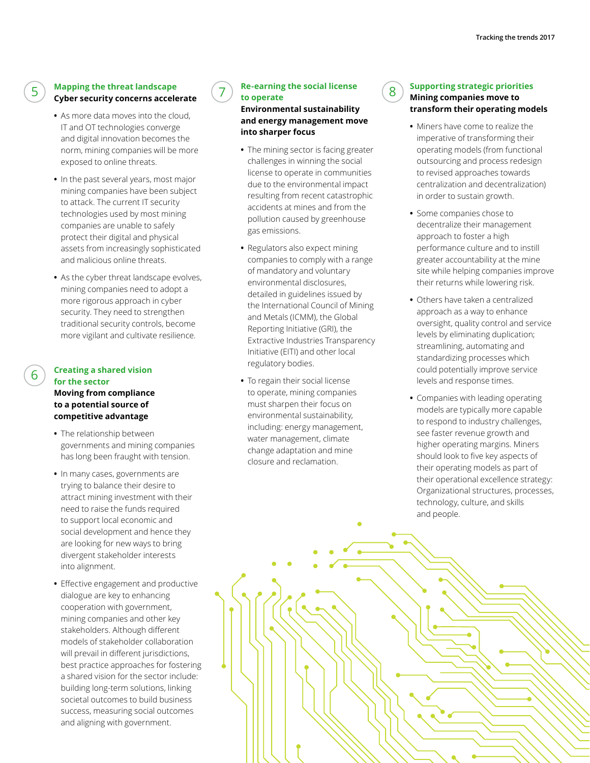## 5 Mapping the threat landscape

**Cyber security concerns accelerate**

- As more data moves into the cloud, IT and OT technologies converge and digital innovation becomes the norm, mining companies will be more exposed to online threats.
- In the past several years, most major mining companies have been subject to attack. The current IT security technologies used by most mining companies are unable to safely protect their digital and physical assets from increasingly sophisticated and malicious online threats.
- As the cyber threat landscape evolves, mining companies need to adopt a more rigorous approach in cyber security. They need to strengthen traditional security controls, become more vigilant and cultivate resilience.

## 6 Creating a shared vision for the sector

**Moving from compliance to a potential source of competitive advantage**

- The relationship between governments and mining companies has long been fraught with tension.
- In many cases, governments are trying to balance their desire to attract mining investment with their need to raise the funds required to support local economic and social development and hence they are looking for new ways to bring divergent stakeholder interests into alignment.
- Effective engagement and productive dialogue are key to enhancing cooperation with government, mining companies and other key stakeholders. Although different models of stakeholder collaboration will prevail in different jurisdictions, best practice approaches for fostering a shared vision for the sector include: building long-term solutions, linking societal outcomes to build business success, measuring social outcomes and aligning with government.

## 7 Re-earning the social license to operate

**Environmental sustainability and energy management move into sharper focus**

- The mining sector is facing greater challenges in winning the social license to operate in communities due to the environmental impact resulting from recent catastrophic accidents at mines and from the pollution caused by greenhouse gas emissions.
- Regulators also expect mining companies to comply with a range of mandatory and voluntary environmental disclosures, detailed in guidelines issued by the International Council of Mining and Metals (ICMM), the Global Reporting Initiative (GRI), the Extractive Industries Transparency Initiative (EITI) and other local regulatory bodies.
- To regain their social license to operate, mining companies must sharpen their focus on environmental sustainability, including: energy management, water management, climate change adaptation and mine closure and reclamation.

## 8 Supporting strategic priorities

**Mining companies move to transform their operating models**

- Miners have come to realize the imperative of transforming their operating models (from functional outsourcing and process redesign to revised approaches towards centralization and decentralization) in order to sustain growth.
- Some companies chose to decentralize their management approach to foster a high performance culture and to instill greater accountability at the mine site while helping companies improve their returns while lowering risk.
- Others have taken a centralized approach as a way to enhance oversight, quality control and service levels by eliminating duplication; streamlining, automating and standardizing processes which could potentially improve service levels and response times.
- Companies with leading operating models are typically more capable to respond to industry challenges, see faster revenue growth and higher operating margins. Miners should look to five key aspects of their operating models as part of their operational excellence strategy: Organizational structures, processes, technology, culture, and skills and people.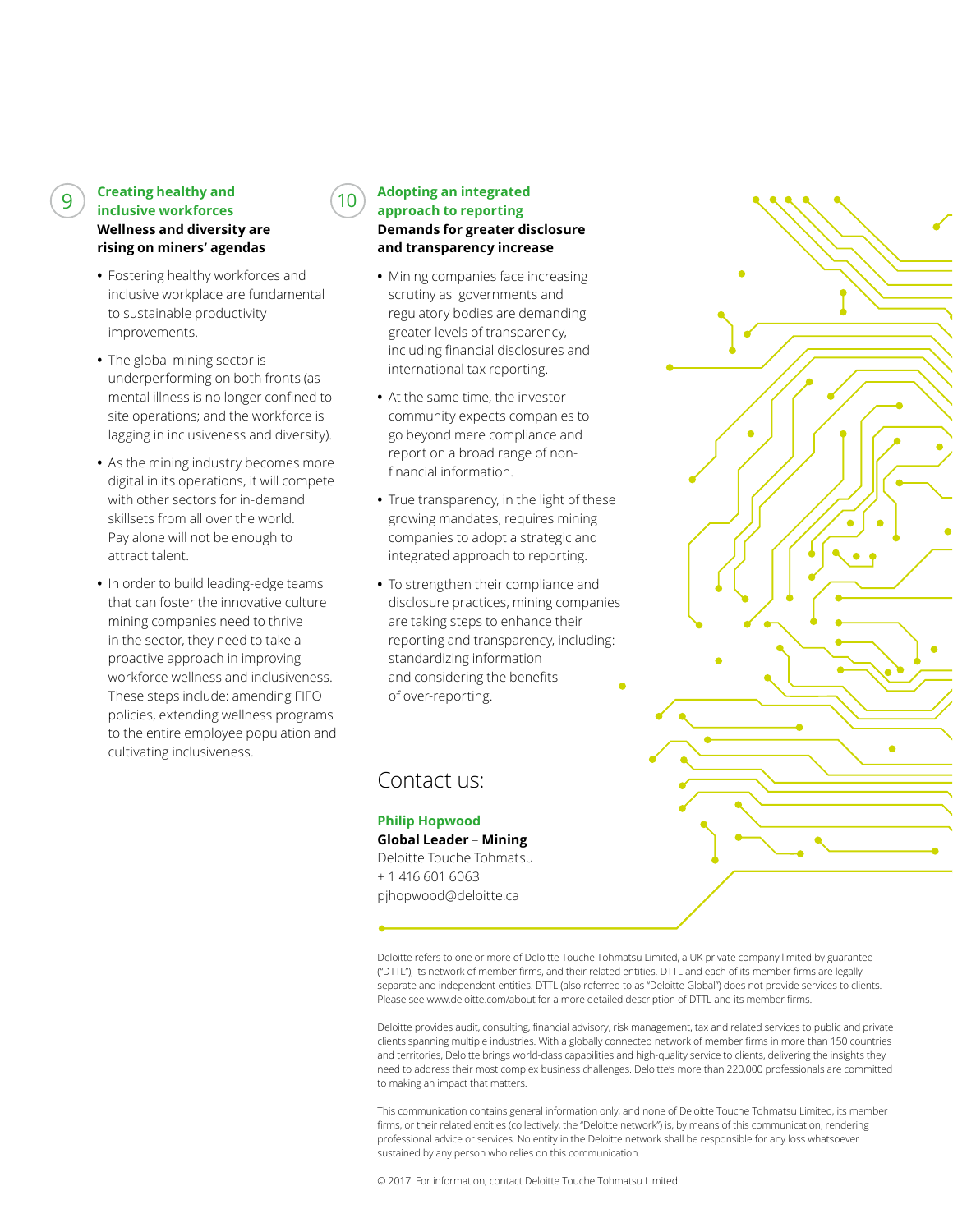## 9 Creating healthy and inclusive workforces

**Wellness and diversity are rising on miners' agendas**

- Fostering healthy workforces and inclusive workplace are fundamental to sustainable productivity improvements.
- The global mining sector is underperforming on both fronts (as mental illness is no longer confined to site operations; and the workforce is lagging in inclusiveness and diversity).
- As the mining industry becomes more digital in its operations, it will compete with other sectors for in-demand skillsets from all over the world. Pay alone will not be enough to attract talent.
- In order to build leading-edge teams that can foster the innovative culture mining companies need to thrive in the sector, they need to take a proactive approach in improving workforce wellness and inclusiveness. These steps include: amending FIFO policies, extending wellness programs to the entire employee population and cultivating inclusiveness.

## 10 Adopting an integrated approach to reporting

**Demands for greater disclosure and transparency increase**

- Mining companies face increasing scrutiny as governments and regulatory bodies are demanding greater levels of transparency, including financial disclosures and international tax reporting.
- At the same time, the investor community expects companies to go beyond mere compliance and report on a broad range of non-financial information.
- True transparency, in the light of these growing mandates, requires mining companies to adopt a strategic and integrated approach to reporting.
- To strengthen their compliance and disclosure practices, mining companies are taking steps to enhance their reporting and transparency, including: standardizing information and considering the benefits of over-reporting.

## Contact us:

**Philip Hopwood**
**Global Leader – Mining**
Deloitte Touche Tohmatsu
+ 1 416 601 6063
pjhopwood@deloitte.ca

Deloitte refers to one or more of Deloitte Touche Tohmatsu Limited, a UK private company limited by guarantee ("DTTL"), its network of member firms, and their related entities. DTTL and each of its member firms are legally separate and independent entities. DTTL (also referred to as "Deloitte Global") does not provide services to clients. Please see www.deloitte.com/about for a more detailed description of DTTL and its member firms.

Deloitte provides audit, consulting, financial advisory, risk management, tax and related services to public and private clients spanning multiple industries. With a globally connected network of member firms in more than 150 countries and territories, Deloitte brings world-class capabilities and high-quality service to clients, delivering the insights they need to address their most complex business challenges. Deloitte's more than 220,000 professionals are committed to making an impact that matters.

This communication contains general information only, and none of Deloitte Touche Tohmatsu Limited, its member firms, or their related entities (collectively, the "Deloitte network") is, by means of this communication, rendering professional advice or services. No entity in the Deloitte network shall be responsible for any loss whatsoever sustained by any person who relies on this communication.

© 2017. For information, contact Deloitte Touche Tohmatsu Limited.